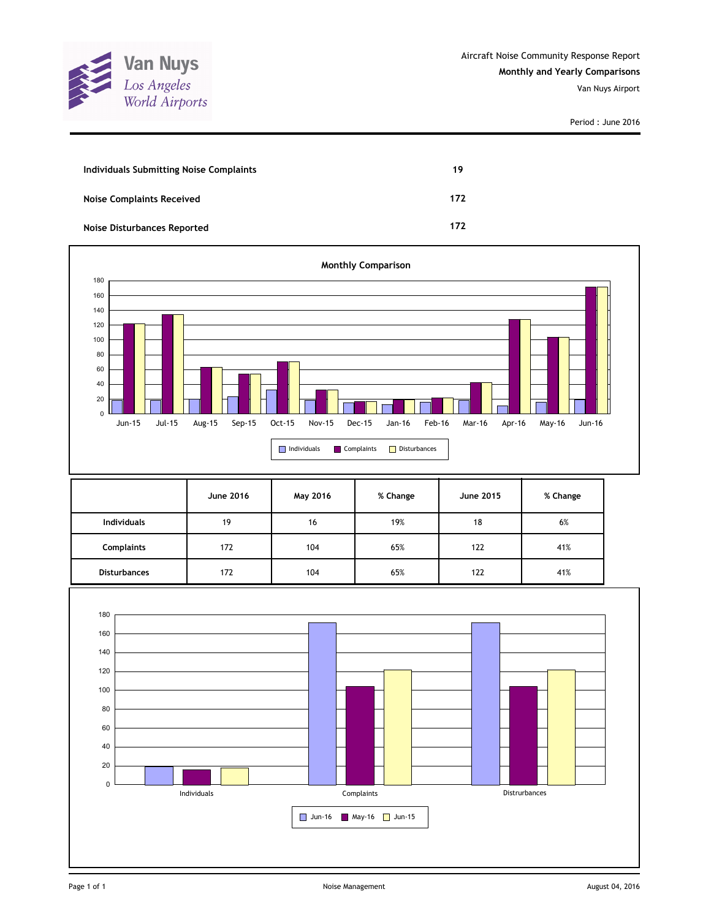Van Nuys
Los Angeles World Airports

Aircraft Noise Community Response Report

**Monthly and Yearly Comparisons**

Van Nuys Airport

Period : June 2016

| | |
|---|---|
| **Individuals Submitting Noise Complaints** | **19** |
| **Noise Complaints Received** | **172** |
| **Noise Disturbances Reported** | **172** |

**Monthly Comparison**

| | Jun-15 | Jul-15 | Aug-15 | Sep-15 | Oct-15 | Nov-15 | Dec-15 | Jan-16 | Feb-16 | Mar-16 | Apr-16 | May-16 | Jun-16 |
|---|---|---|---|---|---|---|---|---|---|---|---|---|---|
| Individuals | 18 | 18 | 20 | 23 | 32 | 18 | 15 | 13 | 16 | 18 | 11 | 16 | 19 |
| Complaints | 122 | 135 | 63 | 54 | 71 | 33 | 17 | 19 | 21 | 42 | 128 | 104 | 172 |
| Disturbances | 122 | 135 | 63 | 54 | 71 | 33 | 17 | 19 | 21 | 42 | 128 | 104 | 172 |

| | June 2016 | May 2016 | % Change | June 2015 | % Change |
|---|---|---|---|---|---|
| **Individuals** | 19 | 16 | 19% | 18 | 6% |
| **Complaints** | 172 | 104 | 65% | 122 | 41% |
| **Disturbances** | 172 | 104 | 65% | 122 | 41% |

| | Jun-16 | May-16 | Jun-15 |
|---|---|---|---|
| Individuals | 19 | 16 | 18 |
| Complaints | 172 | 104 | 122 |
| Distrurbances | 172 | 104 | 122 |

Noise Management

August 04, 2016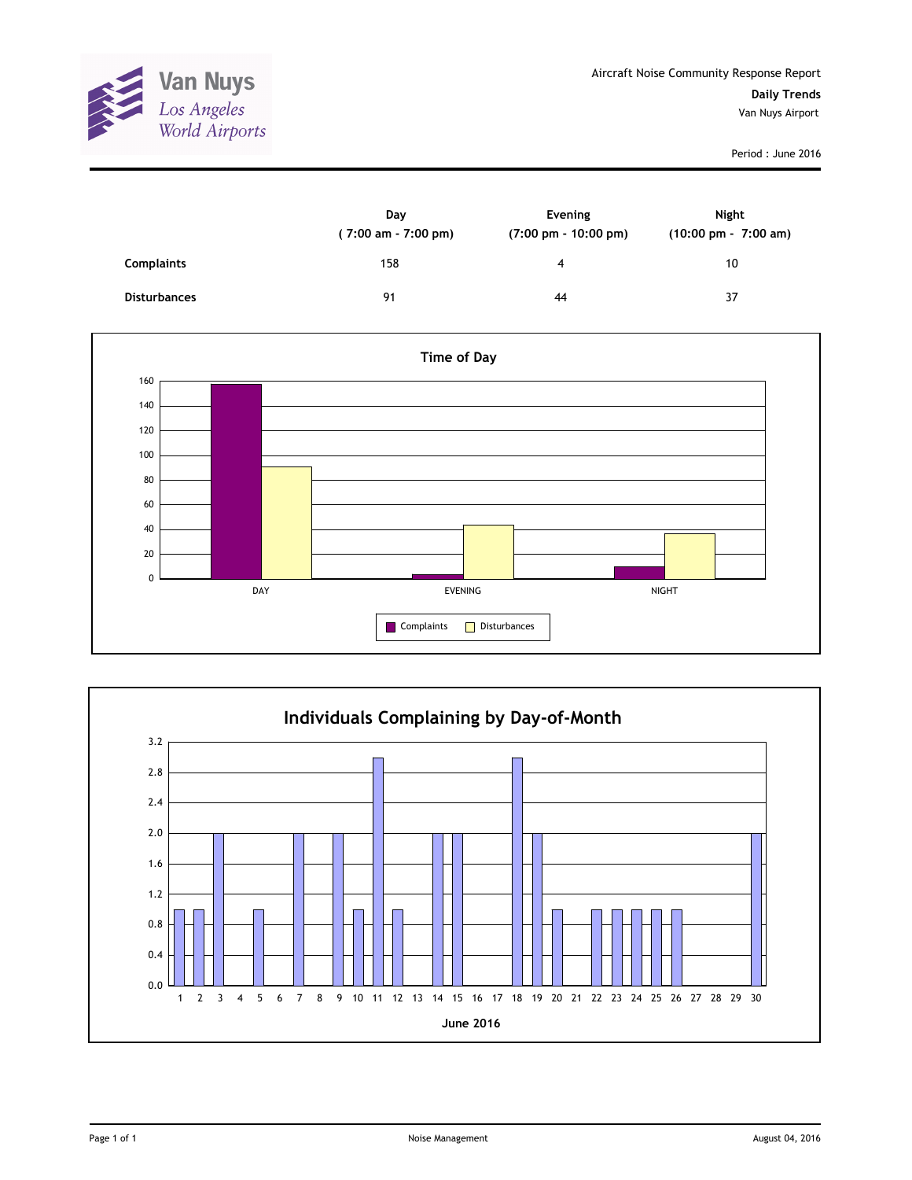Van Nuys
Los Angeles World Airports

Aircraft Noise Community Response Report

**Daily Trends**

Van Nuys Airport

Period : June 2016

| | Day ( 7:00 am - 7:00 pm) | Evening (7:00 pm - 10:00 pm) | Night (10:00 pm - 7:00 am) |
|---|---|---|---|
| **Complaints** | 158 | 4 | 10 |
| **Disturbances** | 91 | 44 | 37 |

**Time of Day**

| | Complaints | Disturbances |
|---|---|---|
| DAY | 158 | 91 |
| EVENING | 4 | 44 |
| NIGHT | 10 | 37 |

**Individuals Complaining by Day-of-Month**

| June 2016 | 1 | 2 | 3 | 4 | 5 | 6 | 7 | 8 | 9 | 10 | 11 | 12 | 13 | 14 | 15 | 16 | 17 | 18 | 19 | 20 | 21 | 22 | 23 | 24 | 25 | 26 | 27 | 28 | 29 | 30 |
|---|---|---|---|---|---|---|---|---|---|---|---|---|---|---|---|---|---|---|---|---|---|---|---|---|---|---|---|---|---|---|
| Individuals | 1 | 1 | 2 | 0 | 1 | 0 | 2 | 0 | 2 | 1 | 3 | 1 | 0 | 2 | 2 | 0 | 0 | 3 | 2 | 1 | 0 | 1 | 1 | 1 | 1 | 1 | 0 | 0 | 0 | 2 |

Noise Management

August 04, 2016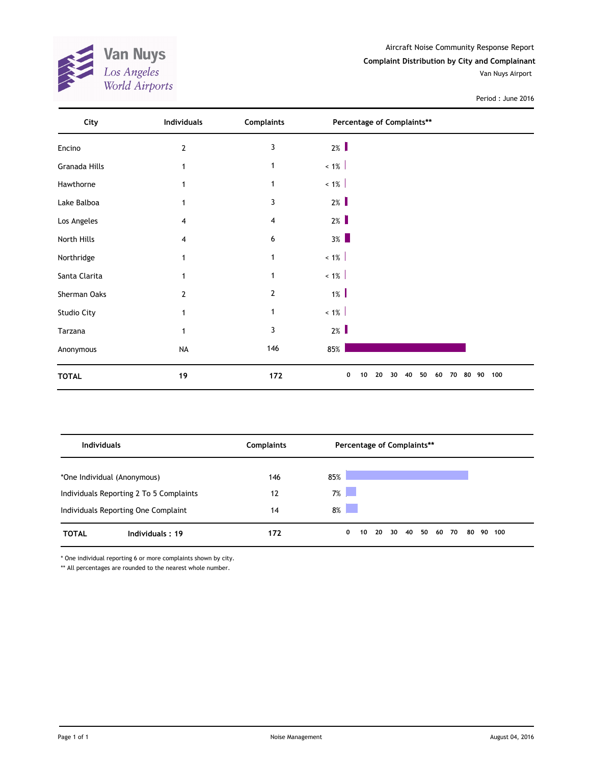Van Nuys
Los Angeles World Airports

Aircraft Noise Community Response Report

**Complaint Distribution by City and Complainant**

Van Nuys Airport

Period : June 2016

| City | Individuals | Complaints | Percentage of Complaints** |
|---|---|---|---|
| Encino | 2 | 3 | 2% |
| Granada Hills | 1 | 1 | < 1% |
| Hawthorne | 1 | 1 | < 1% |
| Lake Balboa | 1 | 3 | 2% |
| Los Angeles | 4 | 4 | 2% |
| North Hills | 4 | 6 | 3% |
| Northridge | 1 | 1 | < 1% |
| Santa Clarita | 1 | 1 | < 1% |
| Sherman Oaks | 2 | 2 | 1% |
| Studio City | 1 | 1 | < 1% |
| Tarzana | 1 | 3 | 2% |
| Anonymous | NA | 146 | 85% |
| **TOTAL** | **19** | **172** | |

| Individuals | Complaints | Percentage of Complaints** |
|---|---|---|
| *One Individual (Anonymous) | 146 | 85% |
| Individuals Reporting 2 To 5 Complaints | 12 | 7% |
| Individuals Reporting One Complaint | 14 | 8% |
| **TOTAL** **Individuals : 19** | **172** | |

* One individual reporting 6 or more complaints shown by city.

** All percentages are rounded to the nearest whole number.

Noise Management

August 04, 2016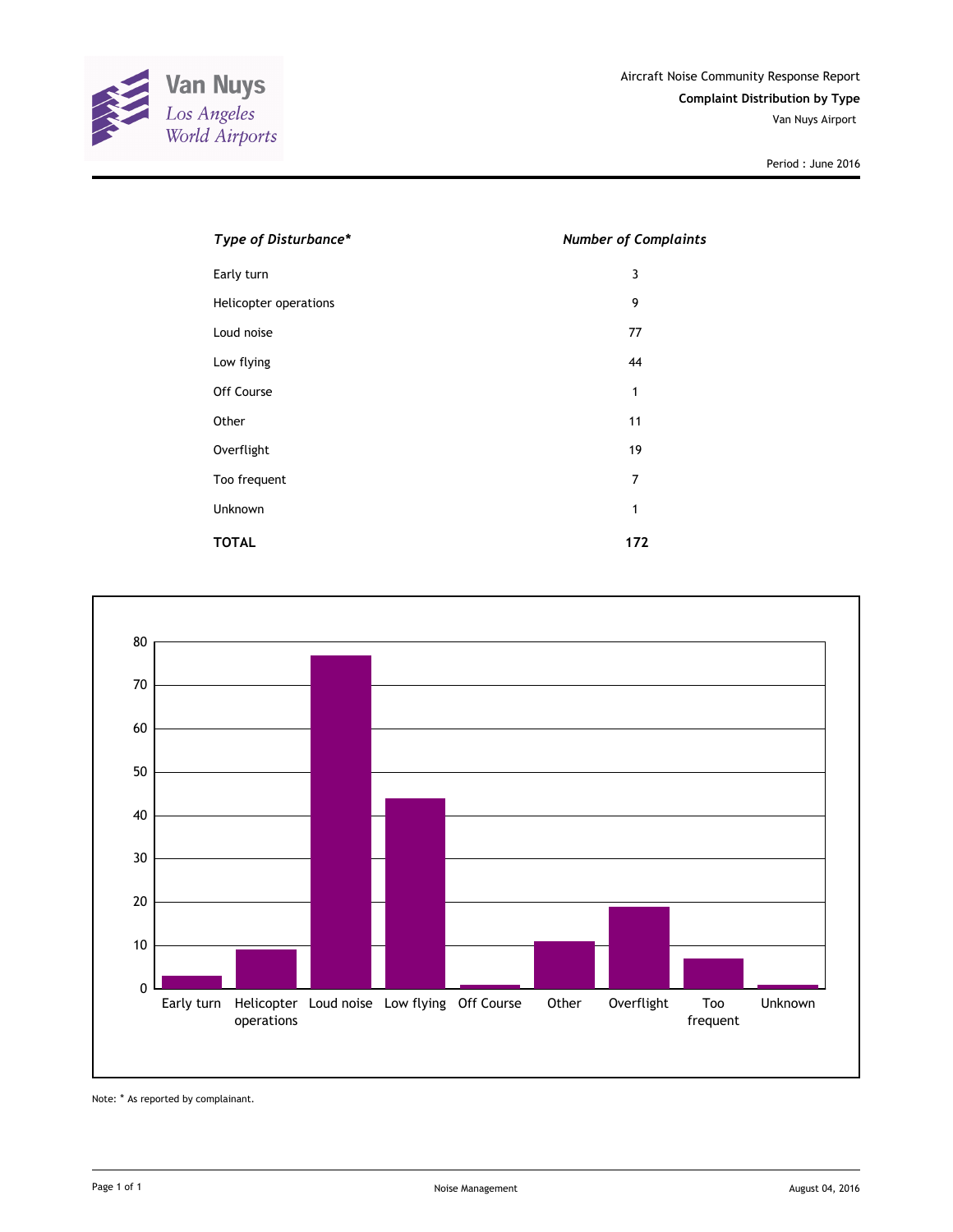Van Nuys
Los Angeles World Airports

Aircraft Noise Community Response Report

**Complaint Distribution by Type**

Van Nuys Airport

Period : June 2016

| *Type of Disturbance** | *Number of Complaints* |
|---|---|
| Early turn | 3 |
| Helicopter operations | 9 |
| Loud noise | 77 |
| Low flying | 44 |
| Off Course | 1 |
| Other | 11 |
| Overflight | 19 |
| Too frequent | 7 |
| Unknown | 1 |
| **TOTAL** | **172** |

Note: * As reported by complainant.

Noise Management

August 04, 2016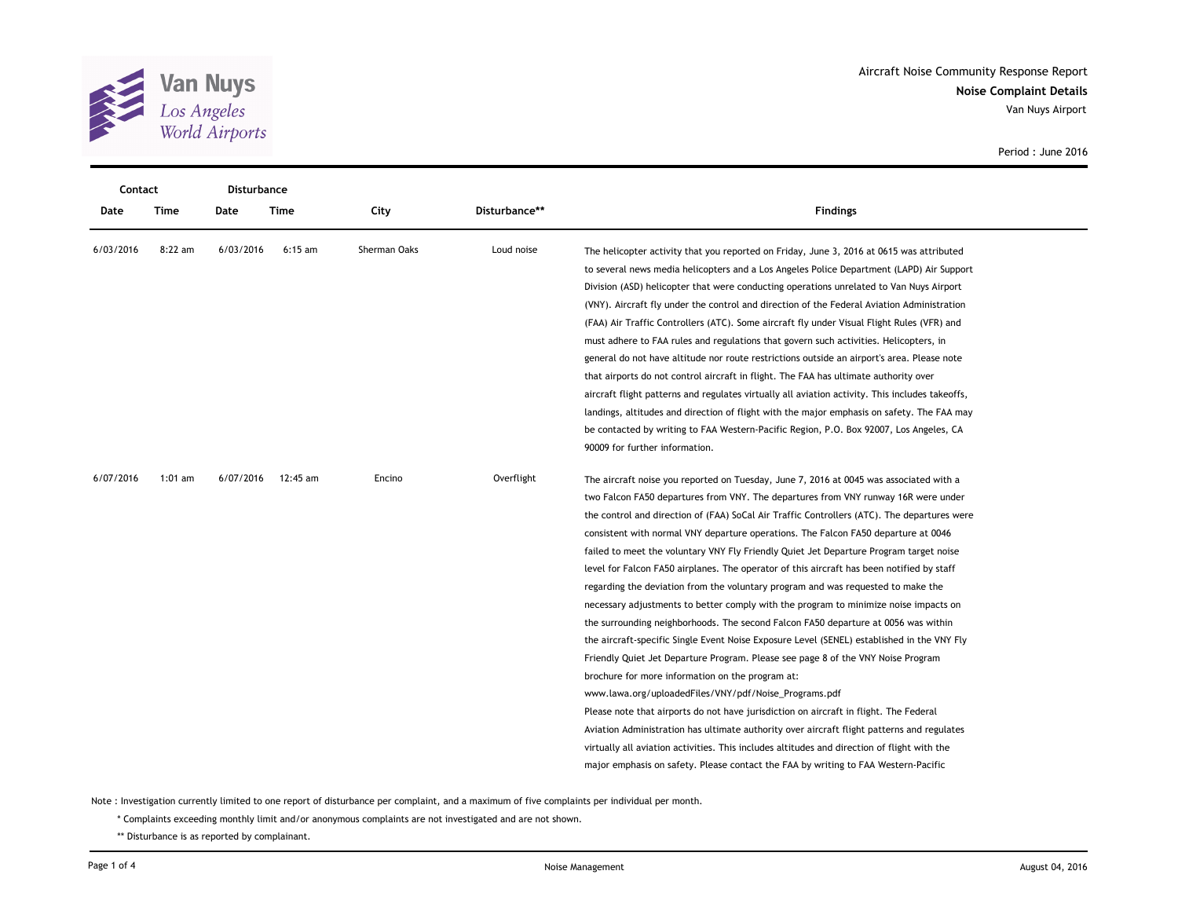Van Nuys
Los Angeles
World Airports

Aircraft Noise Community Response Report
**Noise Complaint Details**
Van Nuys Airport

Period : June 2016

| Contact Date | Contact Time | Disturbance Date | Disturbance Time | City | Disturbance** | Findings |
|---|---|---|---|---|---|---|
| 6/03/2016 | 8:22 am | 6/03/2016 | 6:15 am | Sherman Oaks | Loud noise | The helicopter activity that you reported on Friday, June 3, 2016 at 0615 was attributed to several news media helicopters and a Los Angeles Police Department (LAPD) Air Support Division (ASD) helicopter that were conducting operations unrelated to Van Nuys Airport (VNY). Aircraft fly under the control and direction of the Federal Aviation Administration (FAA) Air Traffic Controllers (ATC). Some aircraft fly under Visual Flight Rules (VFR) and must adhere to FAA rules and regulations that govern such activities. Helicopters, in general do not have altitude nor route restrictions outside an airport's area. Please note that airports do not control aircraft in flight. The FAA has ultimate authority over aircraft flight patterns and regulates virtually all aviation activity. This includes takeoffs, landings, altitudes and direction of flight with the major emphasis on safety. The FAA may be contacted by writing to FAA Western-Pacific Region, P.O. Box 92007, Los Angeles, CA 90009 for further information. |
| 6/07/2016 | 1:01 am | 6/07/2016 | 12:45 am | Encino | Overflight | The aircraft noise you reported on Tuesday, June 7, 2016 at 0045 was associated with a two Falcon FA50 departures from VNY. The departures from VNY runway 16R were under the control and direction of (FAA) SoCal Air Traffic Controllers (ATC). The departures were consistent with normal VNY departure operations. The Falcon FA50 departure at 0046 failed to meet the voluntary VNY Fly Friendly Quiet Jet Departure Program target noise level for Falcon FA50 airplanes. The operator of this aircraft has been notified by staff regarding the deviation from the voluntary program and was requested to make the necessary adjustments to better comply with the program to minimize noise impacts on the surrounding neighborhoods. The second Falcon FA50 departure at 0056 was within the aircraft-specific Single Event Noise Exposure Level (SENEL) established in the VNY Fly Friendly Quiet Jet Departure Program. Please see page 8 of the VNY Noise Program brochure for more information on the program at: www.lawa.org/uploadedFiles/VNY/pdf/Noise_Programs.pdf Please note that airports do not have jurisdiction on aircraft in flight. The Federal Aviation Administration has ultimate authority over aircraft flight patterns and regulates virtually all aviation activities. This includes altitudes and direction of flight with the major emphasis on safety. Please contact the FAA by writing to FAA Western-Pacific |

Note : Investigation currently limited to one report of disturbance per complaint, and a maximum of five complaints per individual per month.

\* Complaints exceeding monthly limit and/or anonymous complaints are not investigated and are not shown.

\*\* Disturbance is as reported by complainant.

Noise Management

August 04, 2016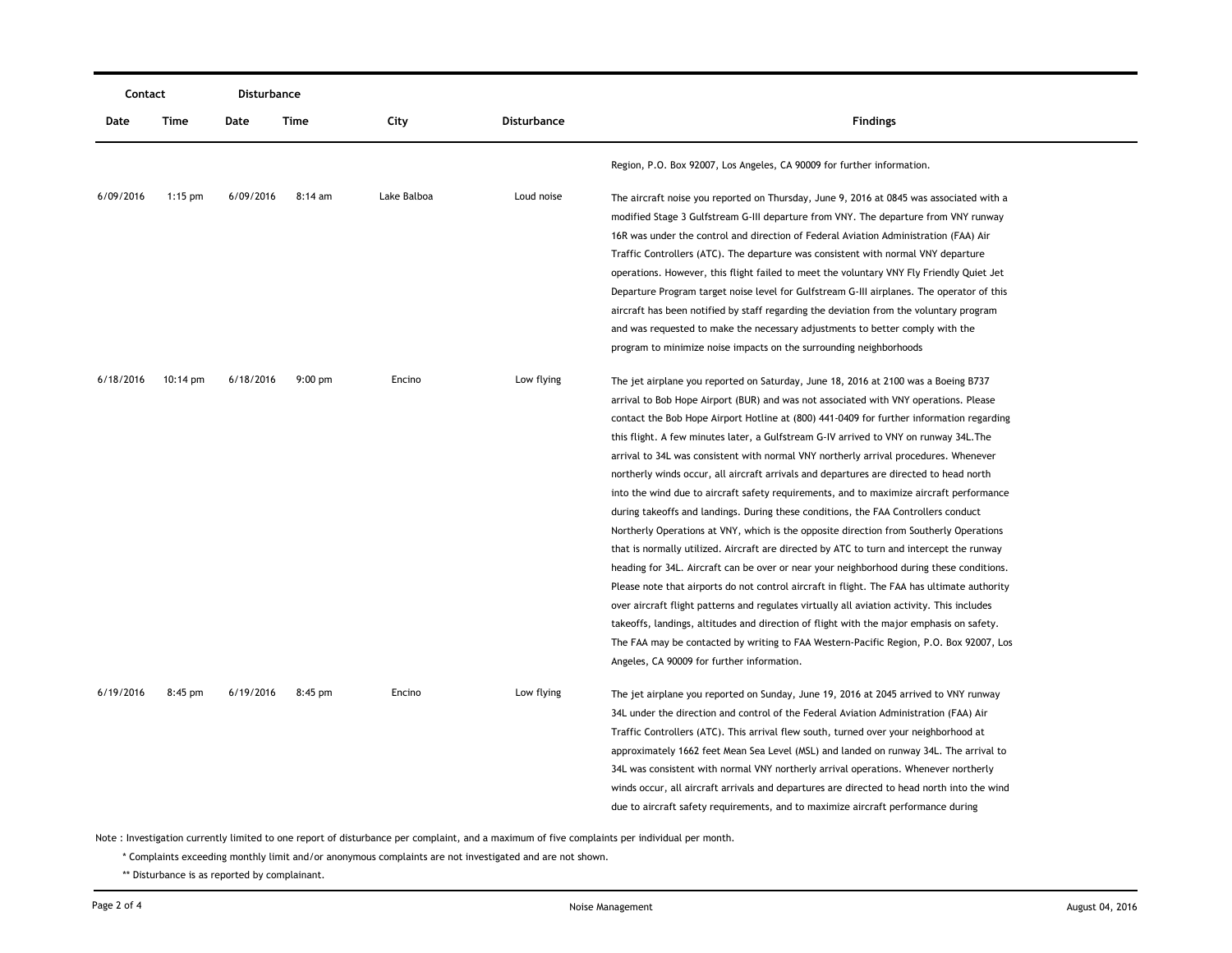| Contact | | Disturbance | | | | |
|---|---|---|---|---|---|---|
| Date | Time | Date | Time | City | Disturbance | Findings |
| | | | | | | Region, P.O. Box 92007, Los Angeles, CA 90009 for further information. |
| 6/09/2016 | 1:15 pm | 6/09/2016 | 8:14 am | Lake Balboa | Loud noise | The aircraft noise you reported on Thursday, June 9, 2016 at 0845 was associated with a modified Stage 3 Gulfstream G-III departure from VNY. The departure from VNY runway 16R was under the control and direction of Federal Aviation Administration (FAA) Air Traffic Controllers (ATC). The departure was consistent with normal VNY departure operations. However, this flight failed to meet the voluntary VNY Fly Friendly Quiet Jet Departure Program target noise level for Gulfstream G-III airplanes. The operator of this aircraft has been notified by staff regarding the deviation from the voluntary program and was requested to make the necessary adjustments to better comply with the program to minimize noise impacts on the surrounding neighborhoods |
| 6/18/2016 | 10:14 pm | 6/18/2016 | 9:00 pm | Encino | Low flying | The jet airplane you reported on Saturday, June 18, 2016 at 2100 was a Boeing B737 arrival to Bob Hope Airport (BUR) and was not associated with VNY operations. Please contact the Bob Hope Airport Hotline at (800) 441-0409 for further information regarding this flight. A few minutes later, a Gulfstream G-IV arrived to VNY on runway 34L.The arrival to 34L was consistent with normal VNY northerly arrival procedures. Whenever northerly winds occur, all aircraft arrivals and departures are directed to head north into the wind due to aircraft safety requirements, and to maximize aircraft performance during takeoffs and landings. During these conditions, the FAA Controllers conduct Northerly Operations at VNY, which is the opposite direction from Southerly Operations that is normally utilized. Aircraft are directed by ATC to turn and intercept the runway heading for 34L. Aircraft can be over or near your neighborhood during these conditions. Please note that airports do not control aircraft in flight. The FAA has ultimate authority over aircraft flight patterns and regulates virtually all aviation activity. This includes takeoffs, landings, altitudes and direction of flight with the major emphasis on safety. The FAA may be contacted by writing to FAA Western-Pacific Region, P.O. Box 92007, Los Angeles, CA 90009 for further information. |
| 6/19/2016 | 8:45 pm | 6/19/2016 | 8:45 pm | Encino | Low flying | The jet airplane you reported on Sunday, June 19, 2016 at 2045 arrived to VNY runway 34L under the direction and control of the Federal Aviation Administration (FAA) Air Traffic Controllers (ATC). This arrival flew south, turned over your neighborhood at approximately 1662 feet Mean Sea Level (MSL) and landed on runway 34L. The arrival to 34L was consistent with normal VNY northerly arrival operations. Whenever northerly winds occur, all aircraft arrivals and departures are directed to head north into the wind due to aircraft safety requirements, and to maximize aircraft performance during |

Note : Investigation currently limited to one report of disturbance per complaint, and a maximum of five complaints per individual per month.

\* Complaints exceeding monthly limit and/or anonymous complaints are not investigated and are not shown.

\*\* Disturbance is as reported by complainant.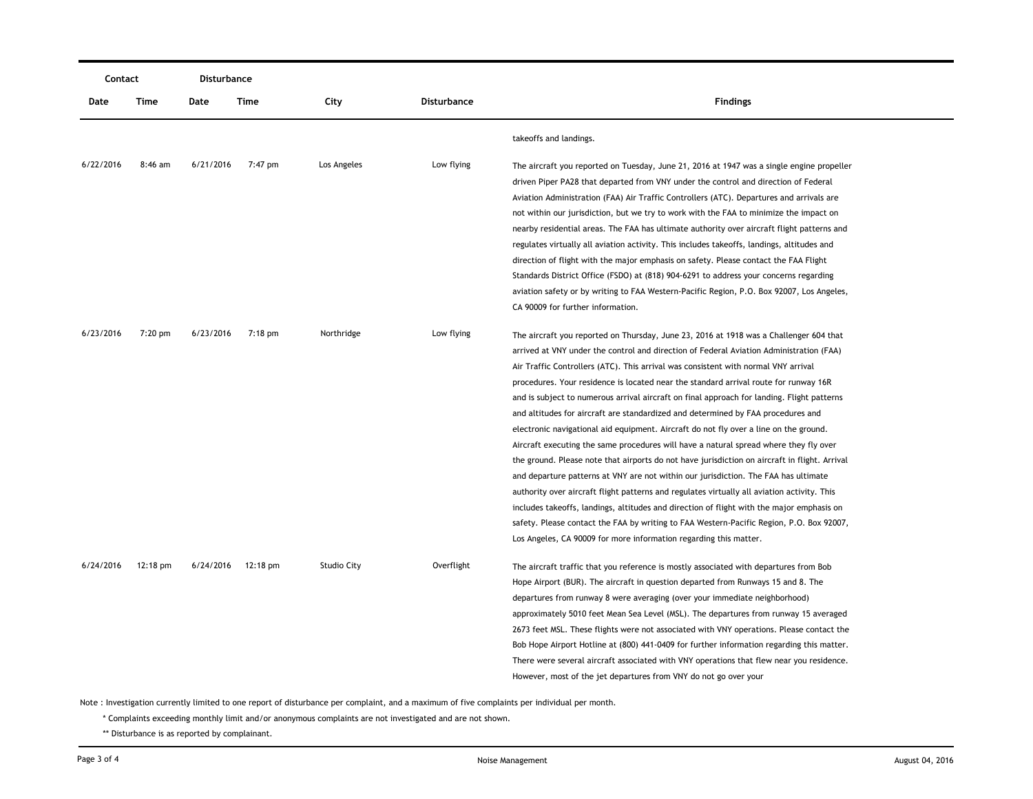| Contact | | Disturbance | | | | |
|---|---|---|---|---|---|---|
| Date | Time | Date | Time | City | Disturbance | Findings |
| | | | | | | takeoffs and landings. |
| 6/22/2016 | 8:46 am | 6/21/2016 | 7:47 pm | Los Angeles | Low flying | The aircraft you reported on Tuesday, June 21, 2016 at 1947 was a single engine propeller driven Piper PA28 that departed from VNY under the control and direction of Federal Aviation Administration (FAA) Air Traffic Controllers (ATC). Departures and arrivals are not within our jurisdiction, but we try to work with the FAA to minimize the impact on nearby residential areas. The FAA has ultimate authority over aircraft flight patterns and regulates virtually all aviation activity. This includes takeoffs, landings, altitudes and direction of flight with the major emphasis on safety. Please contact the FAA Flight Standards District Office (FSDO) at (818) 904-6291 to address your concerns regarding aviation safety or by writing to FAA Western-Pacific Region, P.O. Box 92007, Los Angeles, CA 90009 for further information. |
| 6/23/2016 | 7:20 pm | 6/23/2016 | 7:18 pm | Northridge | Low flying | The aircraft you reported on Thursday, June 23, 2016 at 1918 was a Challenger 604 that arrived at VNY under the control and direction of Federal Aviation Administration (FAA) Air Traffic Controllers (ATC). This arrival was consistent with normal VNY arrival procedures. Your residence is located near the standard arrival route for runway 16R and is subject to numerous arrival aircraft on final approach for landing. Flight patterns and altitudes for aircraft are standardized and determined by FAA procedures and electronic navigational aid equipment. Aircraft do not fly over a line on the ground. Aircraft executing the same procedures will have a natural spread where they fly over the ground. Please note that airports do not have jurisdiction on aircraft in flight. Arrival and departure patterns at VNY are not within our jurisdiction. The FAA has ultimate authority over aircraft flight patterns and regulates virtually all aviation activity. This includes takeoffs, landings, altitudes and direction of flight with the major emphasis on safety. Please contact the FAA by writing to FAA Western-Pacific Region, P.O. Box 92007, Los Angeles, CA 90009 for more information regarding this matter. |
| 6/24/2016 | 12:18 pm | 6/24/2016 | 12:18 pm | Studio City | Overflight | The aircraft traffic that you reference is mostly associated with departures from Bob Hope Airport (BUR). The aircraft in question departed from Runways 15 and 8. The departures from runway 8 were averaging (over your immediate neighborhood) approximately 5010 feet Mean Sea Level (MSL). The departures from runway 15 averaged 2673 feet MSL. These flights were not associated with VNY operations. Please contact the Bob Hope Airport Hotline at (800) 441-0409 for further information regarding this matter. There were several aircraft associated with VNY operations that flew near you residence. However, most of the jet departures from VNY do not go over your |

Note : Investigation currently limited to one report of disturbance per complaint, and a maximum of five complaints per individual per month.

\* Complaints exceeding monthly limit and/or anonymous complaints are not investigated and are not shown.

\*\* Disturbance is as reported by complainant.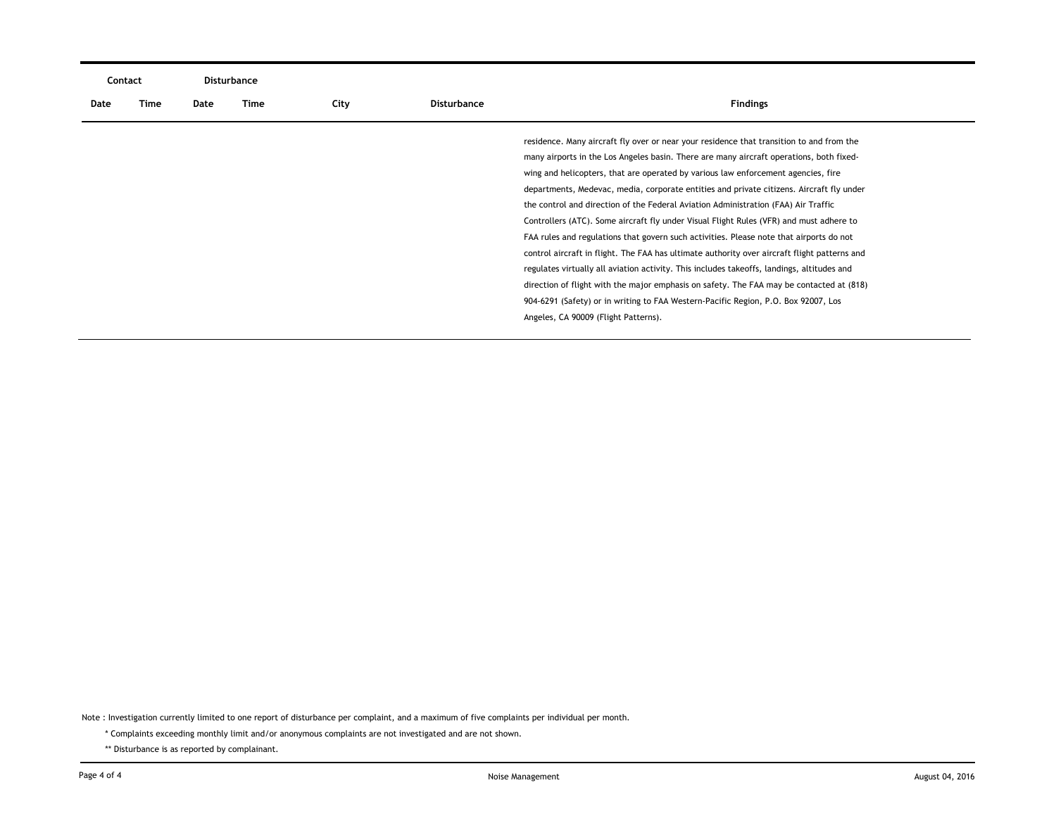| Contact | | Disturbance | | | | |
| --- | --- | --- | --- | --- | --- | --- |
| Date | Time | Date | Time | City | Disturbance | Findings |
| | | | | | | residence. Many aircraft fly over or near your residence that transition to and from the many airports in the Los Angeles basin. There are many aircraft operations, both fixed-wing and helicopters, that are operated by various law enforcement agencies, fire departments, Medevac, media, corporate entities and private citizens. Aircraft fly under the control and direction of the Federal Aviation Administration (FAA) Air Traffic Controllers (ATC). Some aircraft fly under Visual Flight Rules (VFR) and must adhere to FAA rules and regulations that govern such activities. Please note that airports do not control aircraft in flight. The FAA has ultimate authority over aircraft flight patterns and regulates virtually all aviation activity. This includes takeoffs, landings, altitudes and direction of flight with the major emphasis on safety. The FAA may be contacted at (818) 904-6291 (Safety) or in writing to FAA Western-Pacific Region, P.O. Box 92007, Los Angeles, CA 90009 (Flight Patterns). |

Note : Investigation currently limited to one report of disturbance per complaint, and a maximum of five complaints per individual per month.

* Complaints exceeding monthly limit and/or anonymous complaints are not investigated and are not shown.

** Disturbance is as reported by complainant.